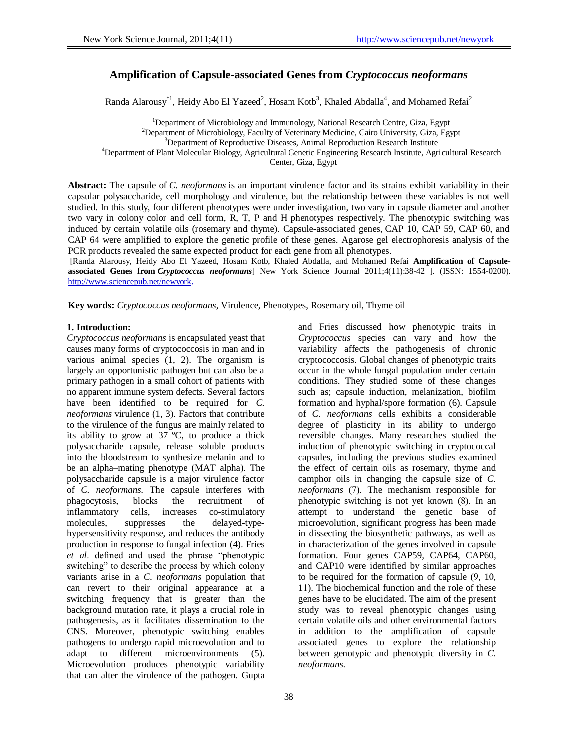# Amplification of Capsule-associated Genes from *Cryptococcus neoformans*

Randa Alarousy[*1], Heidy Abo El Yazeed[2], Hosam Kotb[3], Khaled Abdalla[4], and Mohamed Refai[2]

[1]Department of Microbiology and Immunology, National Research Centre, Giza, Egypt
[2]Department of Microbiology, Faculty of Veterinary Medicine, Cairo University, Giza, Egypt
[3]Department of Reproductive Diseases, Animal Reproduction Research Institute
[4]Department of Plant Molecular Biology, Agricultural Genetic Engineering Research Institute, Agricultural Research Center, Giza, Egypt

**Abstract:** The capsule of *C. neoformans* is an important virulence factor and its strains exhibit variability in their capsular polysaccharide, cell morphology and virulence, but the relationship between these variables is not well studied. In this study, four different phenotypes were under investigation, two vary in capsule diameter and another two vary in colony color and cell form, R, T, P and H phenotypes respectively. The phenotypic switching was induced by certain volatile oils (rosemary and thyme). Capsule-associated genes, CAP 10, CAP 59, CAP 60, and CAP 64 were amplified to explore the genetic profile of these genes. Agarose gel electrophoresis analysis of the PCR products revealed the same expected product for each gene from all phenotypes.

[Randa Alarousy, Heidy Abo El Yazeed, Hosam Kotb, Khaled Abdalla, and Mohamed Refai **Amplification of Capsule-associated Genes from *Cryptococcus neoformans***] New York Science Journal 2011;4(11):38-42 ]. (ISSN: 1554-0200). http://www.sciencepub.net/newyork.

**Key words:** *Cryptococcus neoformans*, Virulence, Phenotypes, Rosemary oil, Thyme oil

## 1. Introduction:

*Cryptococcus neoformans* is encapsulated yeast that causes many forms of cryptococcosis in man and in various animal species (1, 2). The organism is largely an opportunistic pathogen but can also be a primary pathogen in a small cohort of patients with no apparent immune system defects. Several factors have been identified to be required for *C. neoformans* virulence (1, 3). Factors that contribute to the virulence of the fungus are mainly related to its ability to grow at 37 ºC, to produce a thick polysaccharide capsule, release soluble products into the bloodstream to synthesize melanin and to be an alpha–mating phenotype (MAT alpha). The polysaccharide capsule is a major virulence factor of *C. neoformans.* The capsule interferes with phagocytosis, blocks the recruitment of inflammatory cells, increases co-stimulatory molecules, suppresses the delayed-type-hypersensitivity response, and reduces the antibody production in response to fungal infection (4). Fries *et al*. defined and used the phrase "phenotypic switching" to describe the process by which colony variants arise in a *C. neoformans* population that can revert to their original appearance at a switching frequency that is greater than the background mutation rate, it plays a crucial role in pathogenesis, as it facilitates dissemination to the CNS. Moreover, phenotypic switching enables pathogens to undergo rapid microevolution and to adapt to different microenvironments (5). Microevolution produces phenotypic variability that can alter the virulence of the pathogen. Gupta and Fries discussed how phenotypic traits in *Cryptococcus* species can vary and how the variability affects the pathogenesis of chronic cryptococcosis. Global changes of phenotypic traits occur in the whole fungal population under certain conditions. They studied some of these changes such as; capsule induction, melanization, biofilm formation and hyphal/spore formation (6). Capsule of *C. neoformans* cells exhibits a considerable degree of plasticity in its ability to undergo reversible changes. Many researches studied the induction of phenotypic switching in cryptococcal capsules, including the previous studies examined the effect of certain oils as rosemary, thyme and camphor oils in changing the capsule size of *C. neoformans* (7). The mechanism responsible for phenotypic switching is not yet known (8). In an attempt to understand the genetic base of microevolution, significant progress has been made in dissecting the biosynthetic pathways, as well as in characterization of the genes involved in capsule formation. Four genes CAP59, CAP64, CAP60, and CAP10 were identified by similar approaches to be required for the formation of capsule (9, 10, 11). The biochemical function and the role of these genes have to be elucidated. The aim of the present study was to reveal phenotypic changes using certain volatile oils and other environmental factors in addition to the amplification of capsule associated genes to explore the relationship between genotypic and phenotypic diversity in *C. neoformans.*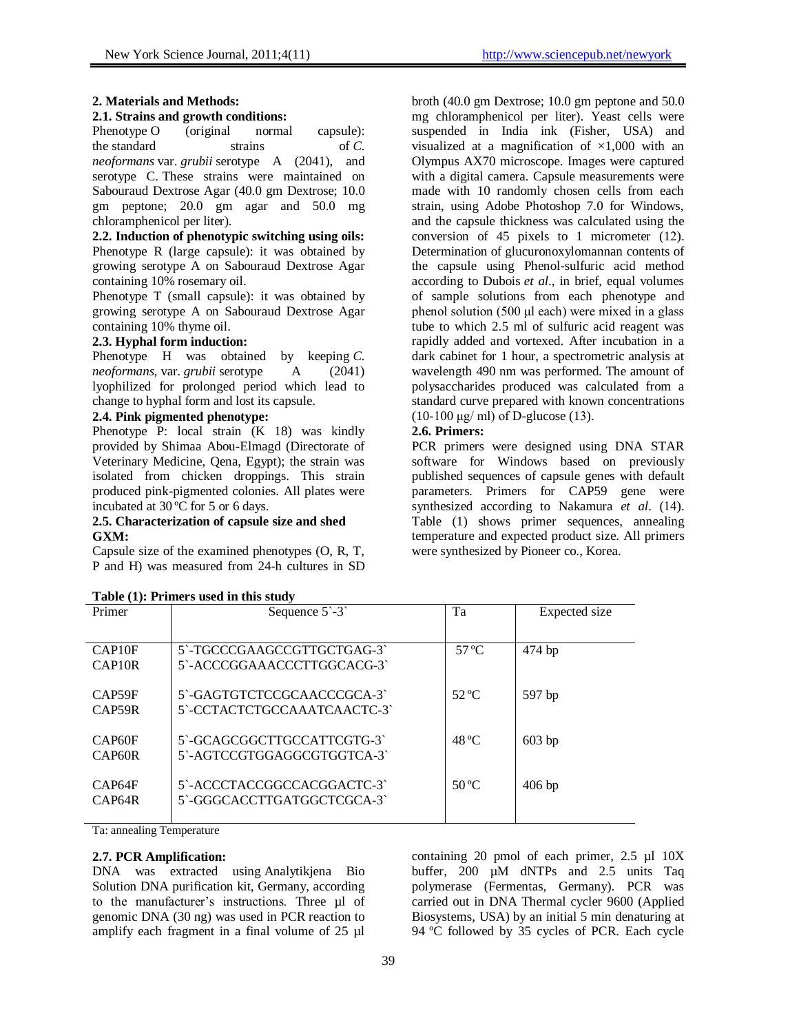## 2. Materials and Methods:

### 2.1. Strains and growth conditions:

Phenotype O (original normal capsule): the standard strains of *C. neoformans* var. *grubii* serotype A (2041), and serotype C. These strains were maintained on Sabouraud Dextrose Agar (40.0 gm Dextrose; 10.0 gm peptone; 20.0 gm agar and 50.0 mg chloramphenicol per liter).

### 2.2. Induction of phenotypic switching using oils:

Phenotype R (large capsule): it was obtained by growing serotype A on Sabouraud Dextrose Agar containing 10% rosemary oil.

Phenotype T (small capsule): it was obtained by growing serotype A on Sabouraud Dextrose Agar containing 10% thyme oil.

### 2.3. Hyphal form induction:

Phenotype H was obtained by keeping *C. neoformans,* var. *grubii* serotype A (2041) lyophilized for prolonged period which lead to change to hyphal form and lost its capsule.

### 2.4. Pink pigmented phenotype:

Phenotype P: local strain (K 18) was kindly provided by Shimaa Abou-Elmagd (Directorate of Veterinary Medicine, Qena, Egypt); the strain was isolated from chicken droppings. This strain produced pink-pigmented colonies. All plates were incubated at 30 ºC for 5 or 6 days.

### 2.5. Characterization of capsule size and shed GXM:

Capsule size of the examined phenotypes (O, R, T, P and H) was measured from 24-h cultures in SD broth (40.0 gm Dextrose; 10.0 gm peptone and 50.0 mg chloramphenicol per liter). Yeast cells were suspended in India ink (Fisher, USA) and visualized at a magnification of ×1,000 with an Olympus AX70 microscope. Images were captured with a digital camera. Capsule measurements were made with 10 randomly chosen cells from each strain, using Adobe Photoshop 7.0 for Windows, and the capsule thickness was calculated using the conversion of 45 pixels to 1 micrometer (12). Determination of glucuronoxylomannan contents of the capsule using Phenol-sulfuric acid method according to Dubois *et al*., in brief, equal volumes of sample solutions from each phenotype and phenol solution (500 µl each) were mixed in a glass tube to which 2.5 ml of sulfuric acid reagent was rapidly added and vortexed. After incubation in a dark cabinet for 1 hour, a spectrometric analysis at wavelength 490 nm was performed. The amount of polysaccharides produced was calculated from a standard curve prepared with known concentrations (10-100 µg/ ml) of D-glucose (13).

### 2.6. Primers:

PCR primers were designed using DNA STAR software for Windows based on previously published sequences of capsule genes with default parameters. Primers for CAP59 gene were synthesized according to Nakamura *et al*. (14). Table (1) shows primer sequences, annealing temperature and expected product size. All primers were synthesized by Pioneer co., Korea.

**Table (1): Primers used in this study**

| Primer | Sequence 5`-3` | Ta | Expected size |
|---|---|---|---|
| CAP10F<br>CAP10R | 5`-TGCCCGAAGCCGTTGCTGAG-3`<br>5`-ACCCGGAAACCCTTGGCACG-3` | 57 ºC | 474 bp |
| CAP59F<br>CAP59R | 5`-GAGTGTCTCCGCAACCCGCA-3`<br>5`-CCTACTCTGCCAAATCAACTC-3` | 52 ºC | 597 bp |
| CAP60F<br>CAP60R | 5`-GCAGCGGCTTGCCATTCGTG-3`<br>5`-AGTCCGTGGAGGCGTGGTCA-3` | 48 ºC | 603 bp |
| CAP64F<br>CAP64R | 5`-ACCCTACCGGCCACGGACTC-3`<br>5`-GGGCACCTTGATGGCTCGCA-3` | 50 ºC | 406 bp |

Ta: annealing Temperature

### 2.7. PCR Amplification:

DNA was extracted using Analytikjena Bio Solution DNA purification kit, Germany, according to the manufacturer's instructions. Three µl of genomic DNA (30 ng) was used in PCR reaction to amplify each fragment in a final volume of 25 µl containing 20 pmol of each primer, 2.5 µl 10X buffer, 200 µM dNTPs and 2.5 units Taq polymerase (Fermentas, Germany). PCR was carried out in DNA Thermal cycler 9600 (Applied Biosystems, USA) by an initial 5 min denaturing at 94 ºC followed by 35 cycles of PCR. Each cycle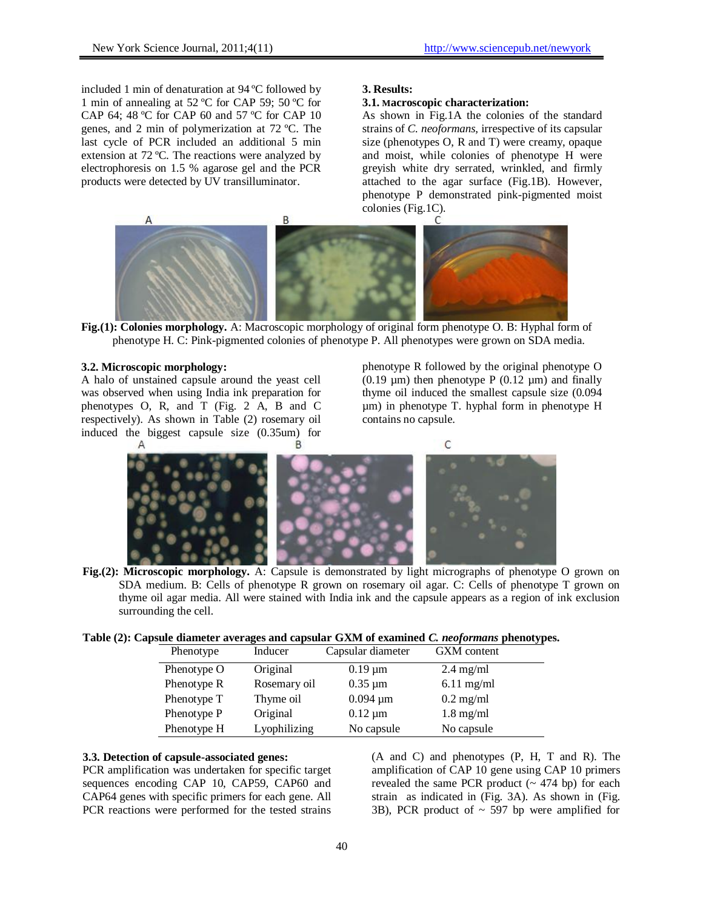included 1 min of denaturation at 94 ºC followed by 1 min of annealing at 52 ºC for CAP 59; 50 ºC for CAP 64; 48 ºC for CAP 60 and 57 ºC for CAP 10 genes, and 2 min of polymerization at 72 ºC. The last cycle of PCR included an additional 5 min extension at 72 ºC. The reactions were analyzed by electrophoresis on 1.5 % agarose gel and the PCR products were detected by UV transilluminator.

## 3. Results:

### 3.1. Macroscopic characterization:

As shown in Fig.1A the colonies of the standard strains of *C. neoformans,* irrespective of its capsular size (phenotypes O, R and T) were creamy, opaque and moist, while colonies of phenotype H were greyish white dry serrated, wrinkled, and firmly attached to the agar surface (Fig.1B). However, phenotype P demonstrated pink-pigmented moist colonies (Fig.1C).

**Fig.(1): Colonies morphology.** A: Macroscopic morphology of original form phenotype O. B: Hyphal form of phenotype H. C: Pink-pigmented colonies of phenotype P. All phenotypes were grown on SDA media.

### 3.2. Microscopic morphology:

A halo of unstained capsule around the yeast cell was observed when using India ink preparation for phenotypes O, R, and T (Fig. 2 A, B and C respectively). As shown in Table (2) rosemary oil induced the biggest capsule size (0.35um) for phenotype R followed by the original phenotype O (0.19 µm) then phenotype P (0.12 µm) and finally thyme oil induced the smallest capsule size (0.094 µm) in phenotype T. hyphal form in phenotype H contains no capsule.

**Fig.(2): Microscopic morphology.** A: Capsule is demonstrated by light micrographs of phenotype O grown on SDA medium. B: Cells of phenotype R grown on rosemary oil agar. C: Cells of phenotype T grown on thyme oil agar media. All were stained with India ink and the capsule appears as a region of ink exclusion surrounding the cell.

**Table (2): Capsule diameter averages and capsular GXM of examined *C. neoformans* phenotypes.**

| Phenotype | Inducer | Capsular diameter | GXM content |
|---|---|---|---|
| Phenotype O | Original | 0.19 µm | 2.4 mg/ml |
| Phenotype R | Rosemary oil | 0.35 µm | 6.11 mg/ml |
| Phenotype T | Thyme oil | 0.094 µm | 0.2 mg/ml |
| Phenotype P | Original | 0.12 µm | 1.8 mg/ml |
| Phenotype H | Lyophilizing | No capsule | No capsule |

### 3.3. Detection of capsule-associated genes:

PCR amplification was undertaken for specific target sequences encoding CAP 10, CAP59, CAP60 and CAP64 genes with specific primers for each gene. All PCR reactions were performed for the tested strains (A and C) and phenotypes (P, H, T and R). The amplification of CAP 10 gene using CAP 10 primers revealed the same PCR product (~ 474 bp) for each strain as indicated in (Fig. 3A). As shown in (Fig. 3B), PCR product of ~ 597 bp were amplified for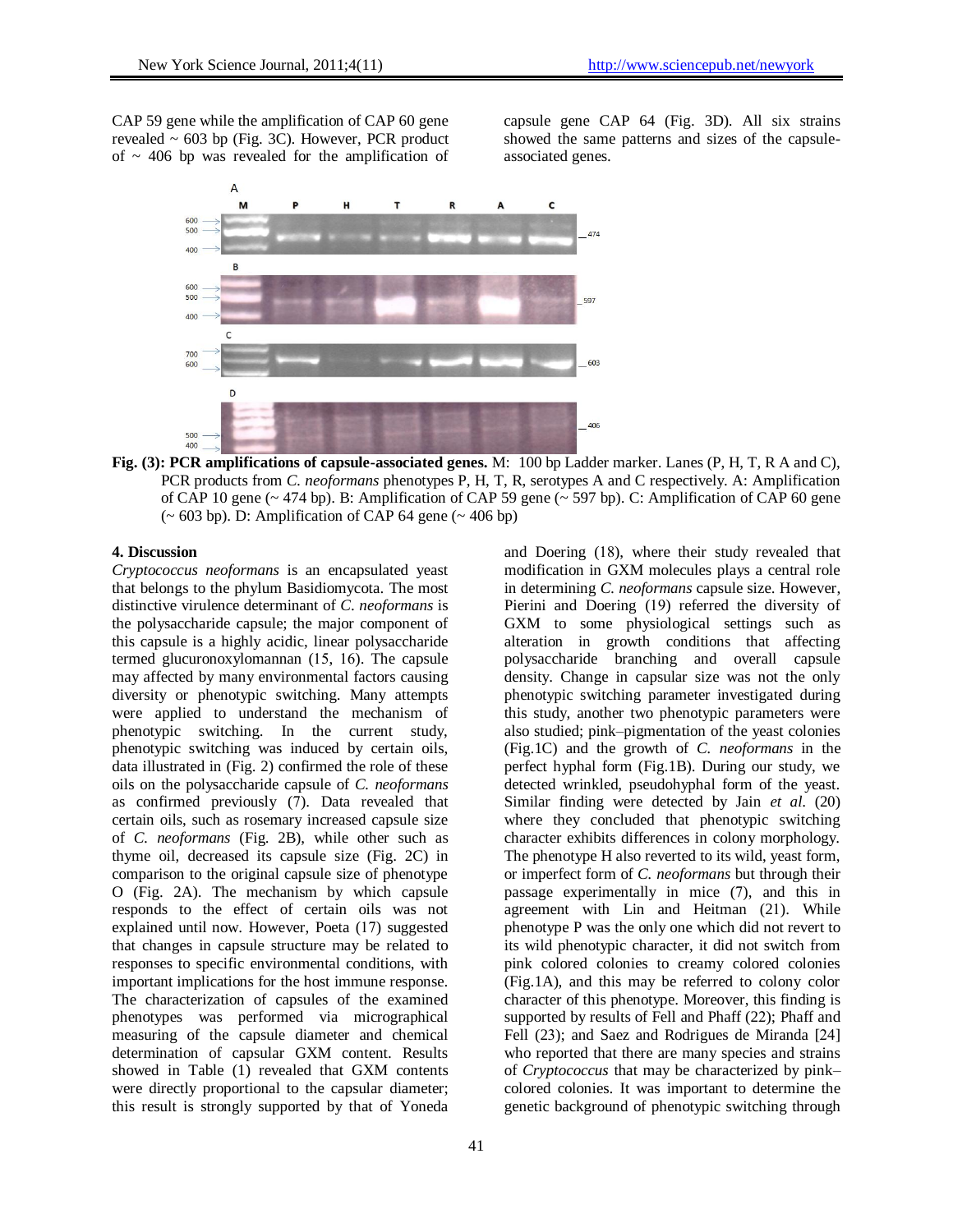CAP 59 gene while the amplification of CAP 60 gene revealed ~ 603 bp (Fig. 3C). However, PCR product of ~ 406 bp was revealed for the amplification of capsule gene CAP 64 (Fig. 3D). All six strains showed the same patterns and sizes of the capsule-associated genes.

**Fig. (3): PCR amplifications of capsule-associated genes.** M: 100 bp Ladder marker. Lanes (P, H, T, R A and C), PCR products from *C. neoformans* phenotypes P, H, T, R, serotypes A and C respectively. A: Amplification of CAP 10 gene (~ 474 bp). B: Amplification of CAP 59 gene (~ 597 bp). C: Amplification of CAP 60 gene (~ 603 bp). D: Amplification of CAP 64 gene (~ 406 bp)

## 4. Discussion

*Cryptococcus neoformans* is an encapsulated yeast that belongs to the phylum Basidiomycota. The most distinctive virulence determinant of *C. neoformans* is the polysaccharide capsule; the major component of this capsule is a highly acidic, linear polysaccharide termed glucuronoxylomannan (15, 16). The capsule may affected by many environmental factors causing diversity or phenotypic switching. Many attempts were applied to understand the mechanism of phenotypic switching. In the current study, phenotypic switching was induced by certain oils, data illustrated in (Fig. 2) confirmed the role of these oils on the polysaccharide capsule of *C. neoformans* as confirmed previously (7). Data revealed that certain oils, such as rosemary increased capsule size of *C. neoformans* (Fig. 2B), while other such as thyme oil, decreased its capsule size (Fig. 2C) in comparison to the original capsule size of phenotype O (Fig. 2A). The mechanism by which capsule responds to the effect of certain oils was not explained until now. However, Poeta (17) suggested that changes in capsule structure may be related to responses to specific environmental conditions, with important implications for the host immune response. The characterization of capsules of the examined phenotypes was performed via micrographical measuring of the capsule diameter and chemical determination of capsular GXM content. Results showed in Table (1) revealed that GXM contents were directly proportional to the capsular diameter; this result is strongly supported by that of Yoneda and Doering (18), where their study revealed that modification in GXM molecules plays a central role in determining *C. neoformans* capsule size. However, Pierini and Doering (19) referred the diversity of GXM to some physiological settings such as alteration in growth conditions that affecting polysaccharide branching and overall capsule density. Change in capsular size was not the only phenotypic switching parameter investigated during this study, another two phenotypic parameters were also studied; pink–pigmentation of the yeast colonies (Fig.1C) and the growth of *C. neoformans* in the perfect hyphal form (Fig.1B). During our study, we detected wrinkled, pseudohyphal form of the yeast. Similar finding were detected by Jain *et al.* (20) where they concluded that phenotypic switching character exhibits differences in colony morphology. The phenotype H also reverted to its wild, yeast form, or imperfect form of *C. neoformans* but through their passage experimentally in mice (7), and this in agreement with Lin and Heitman (21). While phenotype P was the only one which did not revert to its wild phenotypic character, it did not switch from pink colored colonies to creamy colored colonies (Fig.1A), and this may be referred to colony color character of this phenotype. Moreover, this finding is supported by results of Fell and Phaff (22); Phaff and Fell (23); and Saez and Rodrigues de Miranda [24] who reported that there are many species and strains of *Cryptococcus* that may be characterized by pink–colored colonies. It was important to determine the genetic background of phenotypic switching through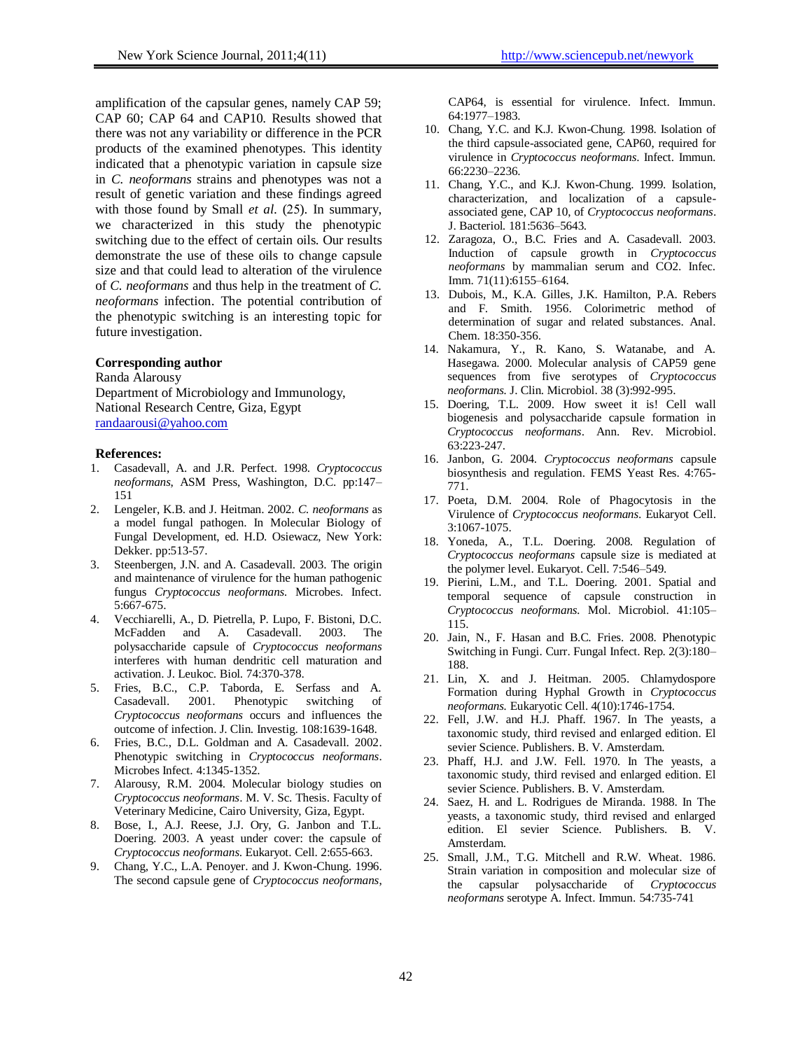amplification of the capsular genes, namely CAP 59; CAP 60; CAP 64 and CAP10. Results showed that there was not any variability or difference in the PCR products of the examined phenotypes. This identity indicated that a phenotypic variation in capsule size in *C. neoformans* strains and phenotypes was not a result of genetic variation and these findings agreed with those found by Small *et al.* (25). In summary, we characterized in this study the phenotypic switching due to the effect of certain oils. Our results demonstrate the use of these oils to change capsule size and that could lead to alteration of the virulence of *C. neoformans* and thus help in the treatment of *C. neoformans* infection. The potential contribution of the phenotypic switching is an interesting topic for future investigation.

**Corresponding author**
Randa Alarousy
Department of Microbiology and Immunology,
National Research Centre, Giza, Egypt
randaarousi@yahoo.com

**References:**

1. Casadevall, A. and J.R. Perfect. 1998. *Cryptococcus neoformans,* ASM Press, Washington, D.C. pp:147–151
2. Lengeler, K.B. and J. Heitman. 2002. *C. neoformans* as a model fungal pathogen. In Molecular Biology of Fungal Development, ed. H.D. Osiewacz, New York: Dekker. pp:513-57.
3. Steenbergen, J.N. and A. Casadevall. 2003. The origin and maintenance of virulence for the human pathogenic fungus *Cryptococcus neoformans.* Microbes. Infect. 5:667-675.
4. Vecchiarelli, A., D. Pietrella, P. Lupo, F. Bistoni, D.C. McFadden and A. Casadevall. 2003. The polysaccharide capsule of *Cryptococcus neoformans* interferes with human dendritic cell maturation and activation. J. Leukoc. Biol. 74:370-378.
5. Fries, B.C., C.P. Taborda, E. Serfass and A. Casadevall. 2001. Phenotypic switching of *Cryptococcus neoformans* occurs and influences the outcome of infection. J. Clin. Investig. 108:1639-1648.
6. Fries, B.C., D.L. Goldman and A. Casadevall. 2002. Phenotypic switching in *Cryptococcus neoformans*. Microbes Infect. 4:1345-1352.
7. Alarousy, R.M. 2004. Molecular biology studies on *Cryptococcus neoformans*. M. V. Sc. Thesis. Faculty of Veterinary Medicine, Cairo University, Giza, Egypt.
8. Bose, I., A.J. Reese, J.J. Ory, G. Janbon and T.L. Doering. 2003. A yeast under cover: the capsule of *Cryptococcus neoformans.* Eukaryot. Cell. 2:655-663.
9. Chang, Y.C., L.A. Penoyer. and J. Kwon-Chung. 1996. The second capsule gene of *Cryptococcus neoformans*, CAP64, is essential for virulence. Infect. Immun. 64:1977–1983.
10. Chang, Y.C. and K.J. Kwon-Chung. 1998. Isolation of the third capsule-associated gene, CAP60, required for virulence in *Cryptococcus neoformans.* Infect. Immun. 66:2230–2236.
11. Chang, Y.C., and K.J. Kwon-Chung. 1999. Isolation, characterization, and localization of a capsule-associated gene, CAP 10, of *Cryptococcus neoformans*. J. Bacteriol. 181:5636–5643.
12. Zaragoza, O., B.C. Fries and A. Casadevall. 2003. Induction of capsule growth in *Cryptococcus neoformans* by mammalian serum and CO2. Infec. Imm. 71(11):6155–6164.
13. Dubois, M., K.A. Gilles, J.K. Hamilton, P.A. Rebers and F. Smith. 1956. Colorimetric method of determination of sugar and related substances. Anal. Chem. 18:350-356.
14. Nakamura, Y., R. Kano, S. Watanabe, and A. Hasegawa. 2000. Molecular analysis of CAP59 gene sequences from five serotypes of *Cryptococcus neoformans.* J. Clin. Microbiol. 38 (3):992-995.
15. Doering, T.L. 2009. How sweet it is! Cell wall biogenesis and polysaccharide capsule formation in *Cryptococcus neoformans*. Ann. Rev. Microbiol. 63:223-247.
16. Janbon, G. 2004. *Cryptococcus neoformans* capsule biosynthesis and regulation. FEMS Yeast Res. 4:765-771.
17. Poeta, D.M. 2004. Role of Phagocytosis in the Virulence of *Cryptococcus neoformans.* Eukaryot Cell. 3:1067-1075.
18. Yoneda, A., T.L. Doering. 2008. Regulation of *Cryptococcus neoformans* capsule size is mediated at the polymer level. Eukaryot. Cell. 7:546–549.
19. Pierini, L.M., and T.L. Doering. 2001. Spatial and temporal sequence of capsule construction in *Cryptococcus neoformans.* Mol. Microbiol. 41:105–115.
20. Jain, N., F. Hasan and B.C. Fries. 2008. Phenotypic Switching in Fungi. Curr. Fungal Infect. Rep. 2(3):180–188.
21. Lin, X. and J. Heitman. 2005. Chlamydospore Formation during Hyphal Growth in *Cryptococcus neoformans.* Eukaryotic Cell. 4(10):1746-1754.
22. Fell, J.W. and H.J. Phaff. 1967. In The yeasts, a taxonomic study, third revised and enlarged edition. El sevier Science. Publishers. B. V. Amsterdam.
23. Phaff, H.J. and J.W. Fell. 1970. In The yeasts, a taxonomic study, third revised and enlarged edition. El sevier Science. Publishers. B. V. Amsterdam.
24. Saez, H. and L. Rodrigues de Miranda. 1988. In The yeasts, a taxonomic study, third revised and enlarged edition. El sevier Science. Publishers. B. V. Amsterdam.
25. Small, J.M., T.G. Mitchell and R.W. Wheat. 1986. Strain variation in composition and molecular size of the capsular polysaccharide of *Cryptococcus neoformans* serotype A. Infect. Immun. 54:735-741